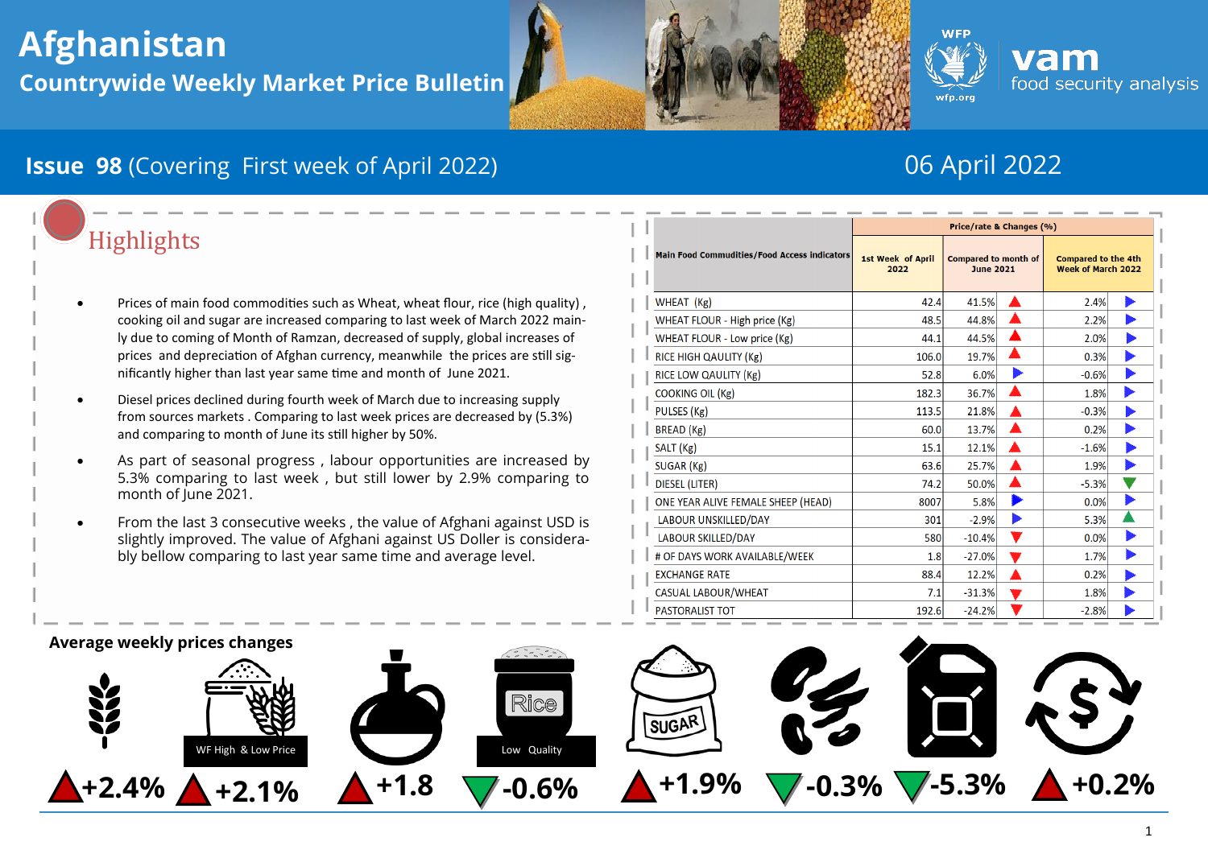# Afghanistan

## Countrywide Weekly Market Price Bulletin

**Issue 98** (Covering First week of April 2022)

06 April 2022

## Highlights

- Prices of main food commodities such as Wheat, wheat flour, rice (high quality) , cooking oil and sugar are increased comparing to last week of March 2022 mainly due to coming of Month of Ramzan, decreased of supply, global increases of prices and depreciation of Afghan currency, meanwhile the prices are still significantly higher than last year same time and month of June 2021.
- Diesel prices declined during fourth week of March due to increasing supply from sources markets . Comparing to last week prices are decreased by (5.3%) and comparing to month of June its still higher by 50%.
- As part of seasonal progress , labour opportunities are increased by 5.3% comparing to last week , but still lower by 2.9% comparing to month of June 2021.
- From the last 3 consecutive weeks , the value of Afghani against USD is slightly improved. The value of Afghani against US Doller is considerably bellow comparing to last year same time and average level.

| Main Food Commudities/Food Access indicators | Price/rate & Changes (%) | | | | |
|---|---|---|---|---|---|
| | 1st Week of April 2022 | Compared to month of June 2021 | | Compared to the 4th Week of March 2022 | |
| WHEAT (Kg) | 42.4 | 41.5% | ▲ | 2.4% | ▶ |
| WHEAT FLOUR - High price (Kg) | 48.5 | 44.8% | ▲ | 2.2% | ▶ |
| WHEAT FLOUR - Low price (Kg) | 44.1 | 44.5% | ▲ | 2.0% | ▶ |
| RICE HIGH QAULITY (Kg) | 106.0 | 19.7% | ▲ | 0.3% | ▶ |
| RICE LOW QAULITY (Kg) | 52.8 | 6.0% | ▶ | -0.6% | ▶ |
| COOKING OIL (Kg) | 182.3 | 36.7% | ▲ | 1.8% | ▶ |
| PULSES (Kg) | 113.5 | 21.8% | ▲ | -0.3% | ▶ |
| BREAD (Kg) | 60.0 | 13.7% | ▲ | 0.2% | ▶ |
| SALT (Kg) | 15.1 | 12.1% | ▲ | -1.6% | ▶ |
| SUGAR (Kg) | 63.6 | 25.7% | ▲ | 1.9% | ▶ |
| DIESEL (LITER) | 74.2 | 50.0% | ▲ | -5.3% | ▼ |
| ONE YEAR ALIVE FEMALE SHEEP (HEAD) | 8007 | 5.8% | ▶ | 0.0% | ▶ |
| LABOUR UNSKILLED/DAY | 301 | -2.9% | ▶ | 5.3% | ▲ |
| LABOUR SKILLED/DAY | 580 | -10.4% | ▼ | 0.0% | ▶ |
| # OF DAYS WORK AVAILABLE/WEEK | 1.8 | -27.0% | ▼ | 1.7% | ▶ |
| EXCHANGE RATE | 88.4 | 12.2% | ▲ | 0.2% | ▶ |
| CASUAL LABOUR/WHEAT | 7.1 | -31.3% | ▼ | 1.8% | ▶ |
| PASTORALIST TOT | 192.6 | -24.2% | ▼ | -2.8% | ▶ |

### Average weekly prices changes

| Wheat | WF High & Low Price | Cooking oil | Rice Low Quality | Sugar | Pulses | Diesel | Exchange rate |
|---|---|---|---|---|---|---|---|
| ▲ +2.4% | ▲ +2.1% | ▲ +1.8 | ▼ -0.6% | ▲ +1.9% | ▼ -0.3% | ▼ -5.3% | ▲ +0.2% |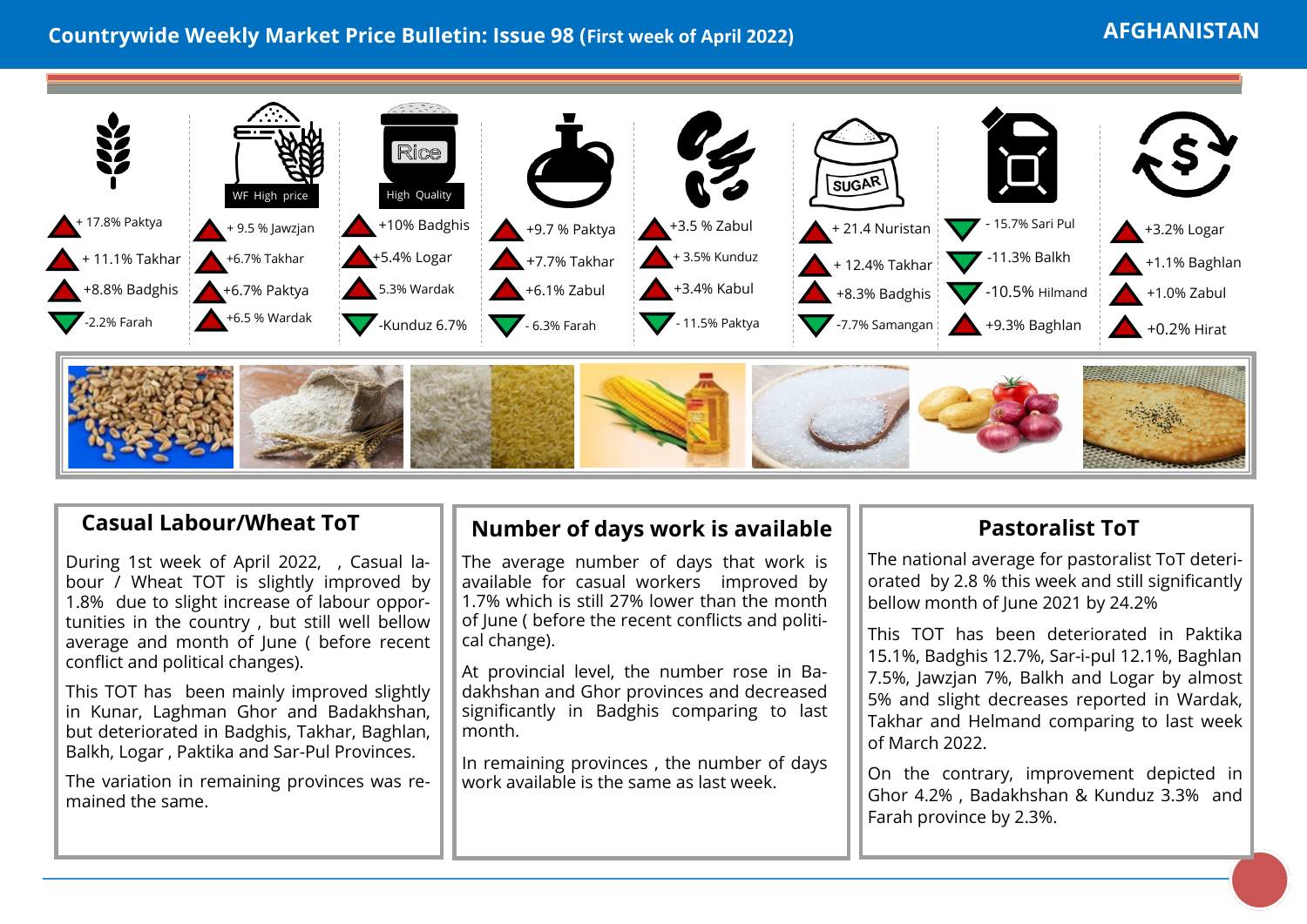# Countrywide Weekly Market Price Bulletin: Issue 98 (First week of April 2022)

**AFGHANISTAN**

| | WF High price | Rice High Quality | | | SUGAR | | |
|---|---|---|---|---|---|---|---|
| + 17.8% Paktya | + 9.5 % Jawzjan | +10% Badghis | +9.7 % Paktya | +3.5 % Zabul | + 21.4 Nuristan | - 15.7% Sari Pul | +3.2% Logar |
| + 11.1% Takhar | +6.7% Takhar | +5.4% Logar | +7.7% Takhar | + 3.5% Kunduz | + 12.4% Takhar | -11.3% Balkh | +1.1% Baghlan |
| +8.8% Badghis | +6.7% Paktya | 5.3% Wardak | +6.1% Zabul | +3.4% Kabul | +8.3% Badghis | -10.5% Hilmand | +1.0% Zabul |
| -2.2% Farah | +6.5 % Wardak | -Kunduz 6.7% | - 6.3% Farah | - 11.5% Paktya | -7.7% Samangan | +9.3% Baghlan | +0.2% Hirat |

## Casual Labour/Wheat ToT

During 1st week of April 2022, , Casual labour / Wheat TOT is slightly improved by 1.8% due to slight increase of labour opportunities in the country , but still well bellow average and month of June ( before recent conflict and political changes).

This TOT has been mainly improved slightly in Kunar, Laghman Ghor and Badakhshan, but deteriorated in Badghis, Takhar, Baghlan, Balkh, Logar , Paktika and Sar-Pul Provinces.

The variation in remaining provinces was remained the same.

## Number of days work is available

The average number of days that work is available for casual workers improved by 1.7% which is still 27% lower than the month of June ( before the recent conflicts and political change).

At provincial level, the number rose in Badakhshan and Ghor provinces and decreased significantly in Badghis comparing to last month.

In remaining provinces , the number of days work available is the same as last week.

## Pastoralist ToT

The national average for pastoralist ToT deteriorated by 2.8 % this week and still significantly bellow month of June 2021 by 24.2%

This TOT has been deteriorated in Paktika 15.1%, Badghis 12.7%, Sar-i-pul 12.1%, Baghlan 7.5%, Jawzjan 7%, Balkh and Logar by almost 5% and slight decreases reported in Wardak, Takhar and Helmand comparing to last week of March 2022.

On the contrary, improvement depicted in Ghor 4.2% , Badakhshan & Kunduz 3.3% and Farah province by 2.3%.